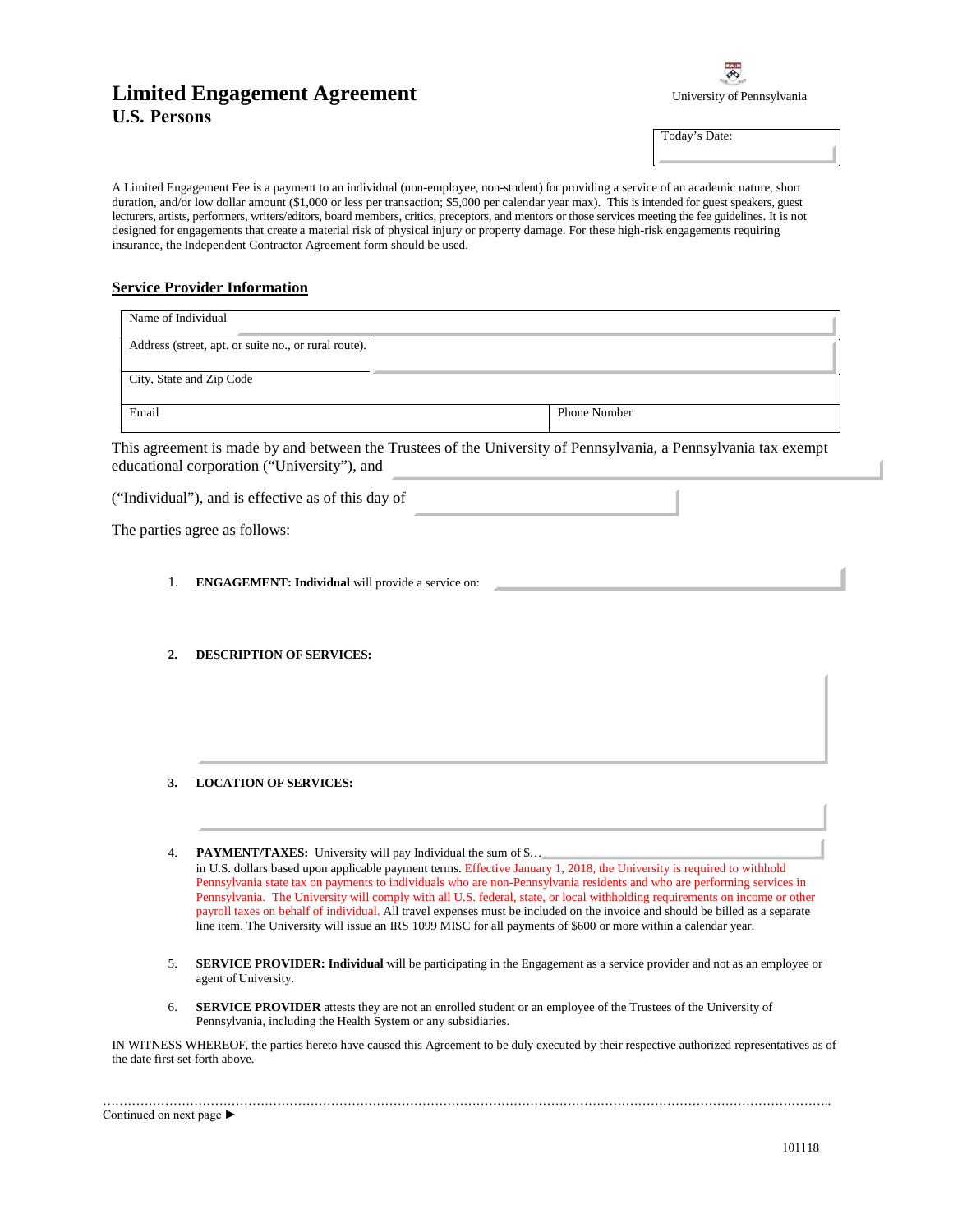# Limited Engagement Agreement
## U.S. Persons

University of Pennsylvania

Today's Date:

A Limited Engagement Fee is a payment to an individual (non-employee, non-student) for providing a service of an academic nature, short duration, and/or low dollar amount ($1,000 or less per transaction; $5,000 per calendar year max). This is intended for guest speakers, guest lecturers, artists, performers, writers/editors, board members, critics, preceptors, and mentors or those services meeting the fee guidelines. It is not designed for engagements that create a material risk of physical injury or property damage. For these high-risk engagements requiring insurance, the Independent Contractor Agreement form should be used.

## Service Provider Information

| Name of Individual | |
|---|---|
| Address (street, apt. or suite no., or rural route). | |
| City, State and Zip Code | |
| Email | Phone Number |

This agreement is made by and between the Trustees of the University of Pennsylvania, a Pennsylvania tax exempt educational corporation ("University"), and

("Individual"), and is effective as of this day of

The parties agree as follows:

1. **ENGAGEMENT: Individual** will provide a service on:

2. **DESCRIPTION OF SERVICES:**

3. **LOCATION OF SERVICES:**

4. **PAYMENT/TAXES:** University will pay Individual the sum of $… in U.S. dollars based upon applicable payment terms. Effective January 1, 2018, the University is required to withhold Pennsylvania state tax on payments to individuals who are non-Pennsylvania residents and who are performing services in Pennsylvania. The University will comply with all U.S. federal, state, or local withholding requirements on income or other payroll taxes on behalf of individual. All travel expenses must be included on the invoice and should be billed as a separate line item. The University will issue an IRS 1099 MISC for all payments of $600 or more within a calendar year.

5. **SERVICE PROVIDER: Individual** will be participating in the Engagement as a service provider and not as an employee or agent of University.

6. **SERVICE PROVIDER** attests they are not an enrolled student or an employee of the Trustees of the University of Pennsylvania, including the Health System or any subsidiaries.

IN WITNESS WHEREOF, the parties hereto have caused this Agreement to be duly executed by their respective authorized representatives as of the date first set forth above.

Continued on next page ►

101118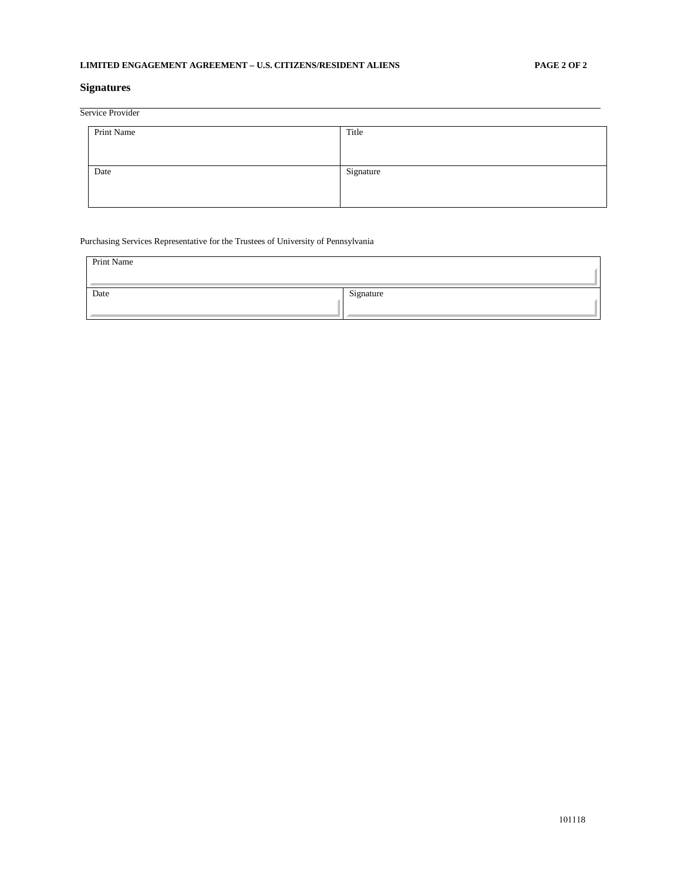## Signatures

Service Provider

| | |
|---|---|
| Print Name | Title |
| Date | Signature |

Purchasing Services Representative for the Trustees of University of Pennsylvania

| | |
|---|---|
| Print Name | |
| Date | Signature |

101118